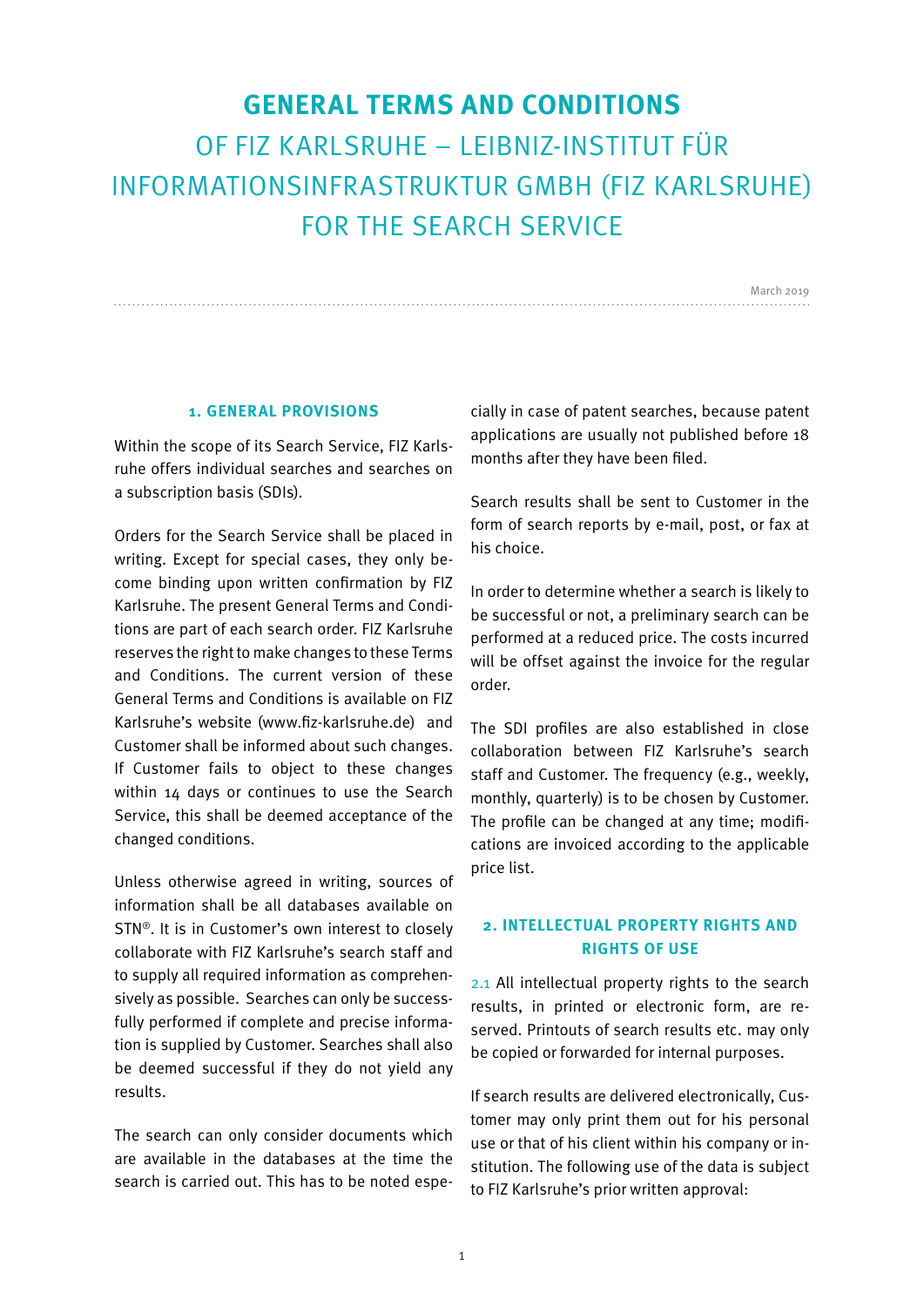# GENERAL TERMS AND CONDITIONS

OF FIZ KARLSRUHE – LEIBNIZ-INSTITUT FÜR INFORMATIONSINFRASTRUKTUR GMBH (FIZ KARLSRUHE) FOR THE SEARCH SERVICE

March 2019

## 1. GENERAL PROVISIONS

Within the scope of its Search Service, FIZ Karlsruhe offers individual searches and searches on a subscription basis (SDIs).

Orders for the Search Service shall be placed in writing. Except for special cases, they only become binding upon written confirmation by FIZ Karlsruhe. The present General Terms and Conditions are part of each search order. FIZ Karlsruhe reserves the right to make changes to these Terms and Conditions. The current version of these General Terms and Conditions is available on FIZ Karlsruhe's website (www.fiz-karlsruhe.de) and Customer shall be informed about such changes. If Customer fails to object to these changes within 14 days or continues to use the Search Service, this shall be deemed acceptance of the changed conditions.

Unless otherwise agreed in writing, sources of information shall be all databases available on STN®. It is in Customer's own interest to closely collaborate with FIZ Karlsruhe's search staff and to supply all required information as comprehensively as possible. Searches can only be successfully performed if complete and precise information is supplied by Customer. Searches shall also be deemed successful if they do not yield any results.

The search can only consider documents which are available in the databases at the time the search is carried out. This has to be noted especially in case of patent searches, because patent applications are usually not published before 18 months after they have been filed.

Search results shall be sent to Customer in the form of search reports by e-mail, post, or fax at his choice.

In order to determine whether a search is likely to be successful or not, a preliminary search can be performed at a reduced price. The costs incurred will be offset against the invoice for the regular order.

The SDI profiles are also established in close collaboration between FIZ Karlsruhe's search staff and Customer. The frequency (e.g., weekly, monthly, quarterly) is to be chosen by Customer. The profile can be changed at any time; modifications are invoiced according to the applicable price list.

## 2. INTELLECTUAL PROPERTY RIGHTS AND RIGHTS OF USE

2.1 All intellectual property rights to the search results, in printed or electronic form, are reserved. Printouts of search results etc. may only be copied or forwarded for internal purposes.

If search results are delivered electronically, Customer may only print them out for his personal use or that of his client within his company or institution. The following use of the data is subject to FIZ Karlsruhe's prior written approval: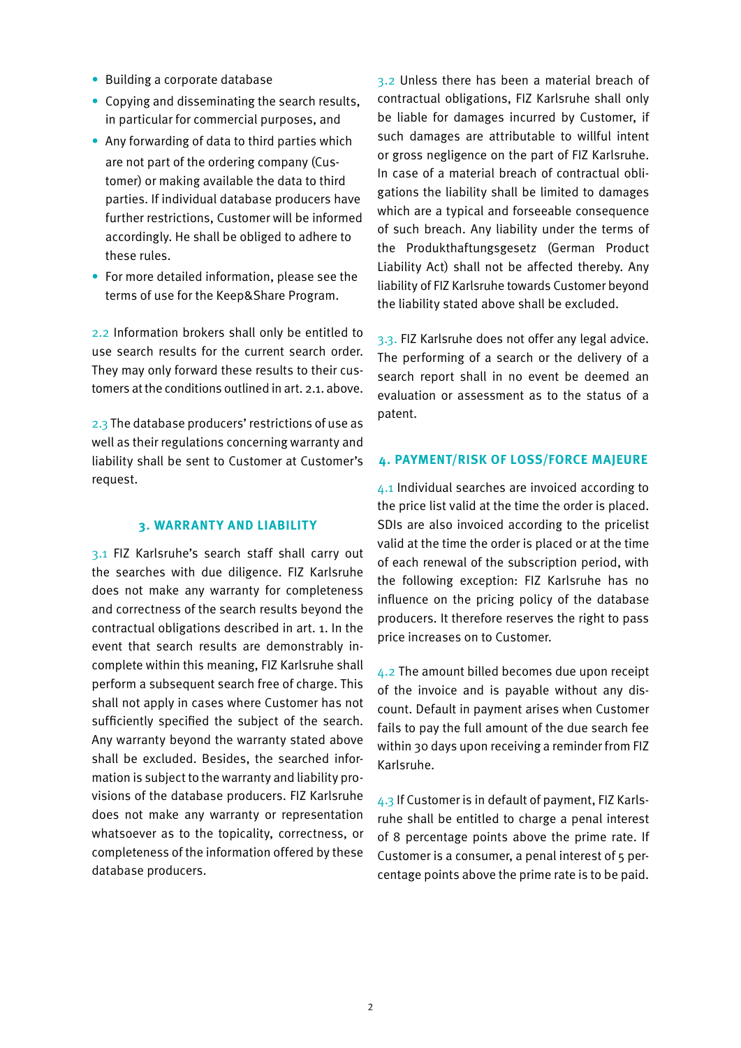- Building a corporate database
- Copying and disseminating the search results, in particular for commercial purposes, and
- Any forwarding of data to third parties which are not part of the ordering company (Customer) or making available the data to third parties. If individual database producers have further restrictions, Customer will be informed accordingly. He shall be obliged to adhere to these rules.
- For more detailed information, please see the terms of use for the Keep&Share Program.

2.2 Information brokers shall only be entitled to use search results for the current search order. They may only forward these results to their customers at the conditions outlined in art. 2.1. above.

2.3 The database producers' restrictions of use as well as their regulations concerning warranty and liability shall be sent to Customer at Customer's request.

## 3. WARRANTY AND LIABILITY

3.1 FIZ Karlsruhe's search staff shall carry out the searches with due diligence. FIZ Karlsruhe does not make any warranty for completeness and correctness of the search results beyond the contractual obligations described in art. 1. In the event that search results are demonstrably incomplete within this meaning, FIZ Karlsruhe shall perform a subsequent search free of charge. This shall not apply in cases where Customer has not sufficiently specified the subject of the search. Any warranty beyond the warranty stated above shall be excluded. Besides, the searched information is subject to the warranty and liability provisions of the database producers. FIZ Karlsruhe does not make any warranty or representation whatsoever as to the topicality, correctness, or completeness of the information offered by these database producers.

3.2 Unless there has been a material breach of contractual obligations, FIZ Karlsruhe shall only be liable for damages incurred by Customer, if such damages are attributable to willful intent or gross negligence on the part of FIZ Karlsruhe. In case of a material breach of contractual obligations the liability shall be limited to damages which are a typical and forseeable consequence of such breach. Any liability under the terms of the Produkthaftungsgesetz (German Product Liability Act) shall not be affected thereby. Any liability of FIZ Karlsruhe towards Customer beyond the liability stated above shall be excluded.

3.3. FIZ Karlsruhe does not offer any legal advice. The performing of a search or the delivery of a search report shall in no event be deemed an evaluation or assessment as to the status of a patent.

## 4. PAYMENT/RISK OF LOSS/FORCE MAJEURE

4.1 Individual searches are invoiced according to the price list valid at the time the order is placed. SDIs are also invoiced according to the pricelist valid at the time the order is placed or at the time of each renewal of the subscription period, with the following exception: FIZ Karlsruhe has no influence on the pricing policy of the database producers. It therefore reserves the right to pass price increases on to Customer.

4.2 The amount billed becomes due upon receipt of the invoice and is payable without any discount. Default in payment arises when Customer fails to pay the full amount of the due search fee within 30 days upon receiving a reminder from FIZ Karlsruhe.

4.3 If Customer is in default of payment, FIZ Karlsruhe shall be entitled to charge a penal interest of 8 percentage points above the prime rate. If Customer is a consumer, a penal interest of 5 percentage points above the prime rate is to be paid.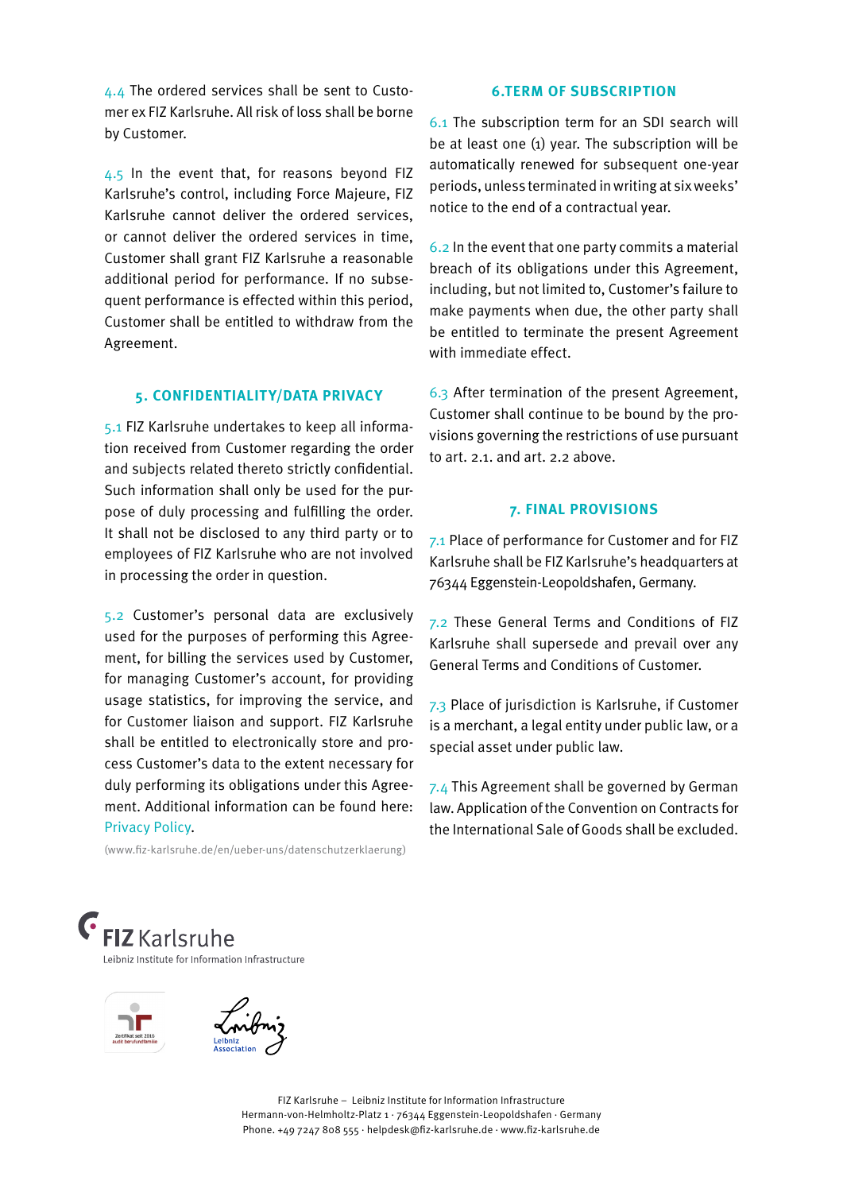4.4 The ordered services shall be sent to Customer ex FIZ Karlsruhe. All risk of loss shall be borne by Customer.

4.5 In the event that, for reasons beyond FIZ Karlsruhe's control, including Force Majeure, FIZ Karlsruhe cannot deliver the ordered services, or cannot deliver the ordered services in time, Customer shall grant FIZ Karlsruhe a reasonable additional period for performance. If no subsequent performance is effected within this period, Customer shall be entitled to withdraw from the Agreement.

## 5. CONFIDENTIALITY/DATA PRIVACY

5.1 FIZ Karlsruhe undertakes to keep all information received from Customer regarding the order and subjects related thereto strictly confidential. Such information shall only be used for the purpose of duly processing and fulfilling the order. It shall not be disclosed to any third party or to employees of FIZ Karlsruhe who are not involved in processing the order in question.

5.2 Customer's personal data are exclusively used for the purposes of performing this Agreement, for billing the services used by Customer, for managing Customer's account, for providing usage statistics, for improving the service, and for Customer liaison and support. FIZ Karlsruhe shall be entitled to electronically store and process Customer's data to the extent necessary for duly performing its obligations under this Agreement. Additional information can be found here: Privacy Policy.

(www.fiz-karlsruhe.de/en/ueber-uns/datenschutzerklaerung)

## 6.TERM OF SUBSCRIPTION

6.1 The subscription term for an SDI search will be at least one (1) year. The subscription will be automatically renewed for subsequent one-year periods, unless terminated in writing at six weeks' notice to the end of a contractual year.

6.2 In the event that one party commits a material breach of its obligations under this Agreement, including, but not limited to, Customer's failure to make payments when due, the other party shall be entitled to terminate the present Agreement with immediate effect.

6.3 After termination of the present Agreement, Customer shall continue to be bound by the provisions governing the restrictions of use pursuant to art. 2.1. and art. 2.2 above.

## 7. FINAL PROVISIONS

7.1 Place of performance for Customer and for FIZ Karlsruhe shall be FIZ Karlsruhe's headquarters at 76344 Eggenstein-Leopoldshafen, Germany.

7.2 These General Terms and Conditions of FIZ Karlsruhe shall supersede and prevail over any General Terms and Conditions of Customer.

7.3 Place of jurisdiction is Karlsruhe, if Customer is a merchant, a legal entity under public law, or a special asset under public law.

7.4 This Agreement shall be governed by German law. Application of the Convention on Contracts for the International Sale of Goods shall be excluded.

FIZ Karlsruhe
Leibniz Institute for Information Infrastructure

Zertifikat seit 2016 audit berufundfamilie

Leibniz Association

FIZ Karlsruhe – Leibniz Institute for Information Infrastructure
Hermann-von-Helmholtz-Platz 1 · 76344 Eggenstein-Leopoldshafen · Germany
Phone. +49 7247 808 555 · helpdesk@fiz-karlsruhe.de · www.fiz-karlsruhe.de